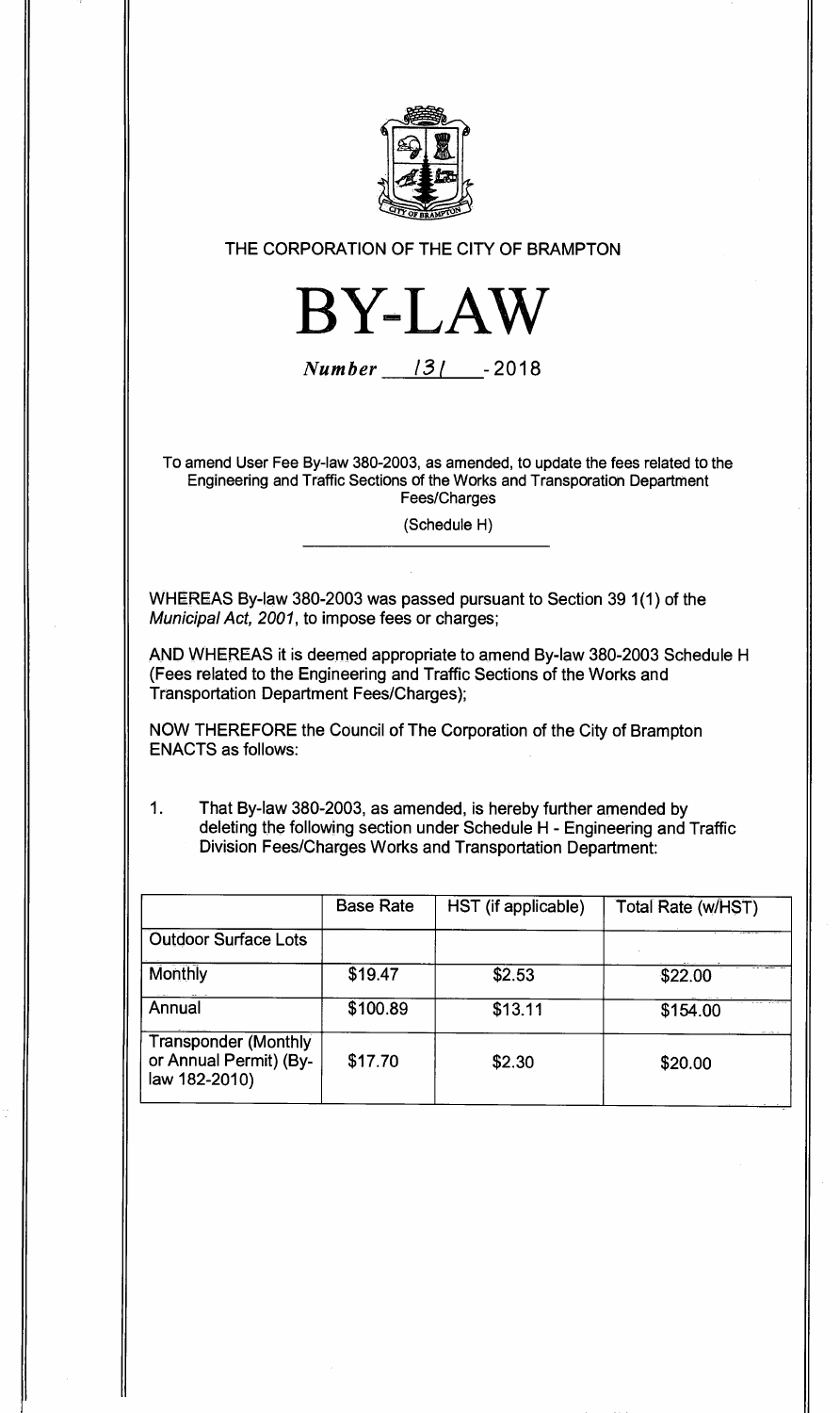THE CORPORATION OF THE CITY OF BRAMPTON

# BY-LAW

*Number* 131 - 2018

To amend User Fee By-law 380-2003, as amended, to update the fees related to the Engineering and Traffic Sections of the Works and Transporation Department Fees/Charges

(Schedule H)

WHEREAS By-law 380-2003 was passed pursuant to Section 39 1(1) of the *Municipal Act, 2001*, to impose fees or charges;

AND WHEREAS it is deemed appropriate to amend By-law 380-2003 Schedule H (Fees related to the Engineering and Traffic Sections of the Works and Transportation Department Fees/Charges);

NOW THEREFORE the Council of The Corporation of the City of Brampton ENACTS as follows:

1. That By-law 380-2003, as amended, is hereby further amended by deleting the following section under Schedule H - Engineering and Traffic Division Fees/Charges Works and Transportation Department:

| | Base Rate | HST (if applicable) | Total Rate (w/HST) |
|---|---|---|---|
| Outdoor Surface Lots | | | |
| Monthly | $19.47 | $2.53 | $22.00 |
| Annual | $100.89 | $13.11 | $154.00 |
| Transponder (Monthly or Annual Permit) (By-law 182-2010) | $17.70 | $2.30 | $20.00 |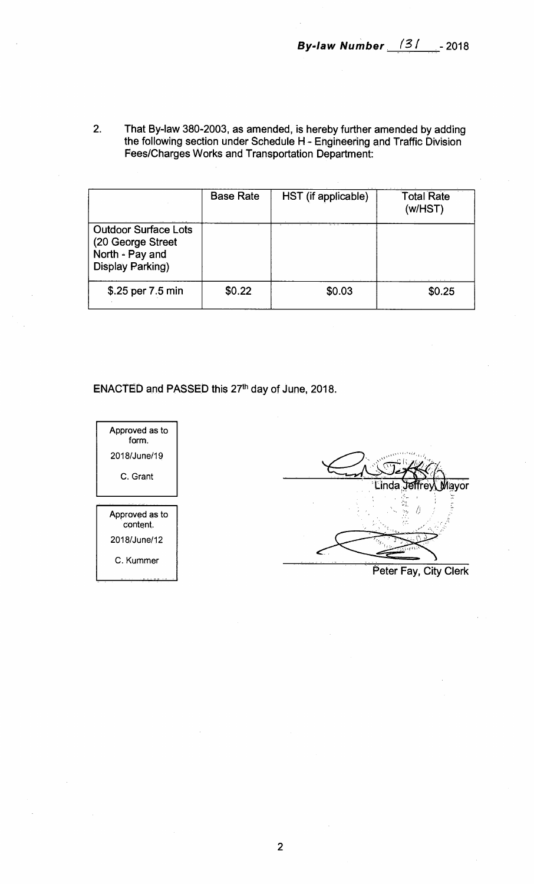***By-law Number 131 - 2018***

2. That By-law 380-2003, as amended, is hereby further amended by adding the following section under Schedule H - Engineering and Traffic Division Fees/Charges Works and Transportation Department:

| | Base Rate | HST (if applicable) | Total Rate (w/HST) |
|---|---|---|---|
| Outdoor Surface Lots (20 George Street North - Pay and Display Parking) | | | |
| $.25 per 7.5 min | $0.22 | $0.03 | $0.25 |

ENACTED and PASSED this 27th day of June, 2018.

Approved as to form.
2018/June/19
C. Grant

Approved as to content.
2018/June/12
C. Kummer

Linda Jeffrey, Mayor

Peter Fay, City Clerk